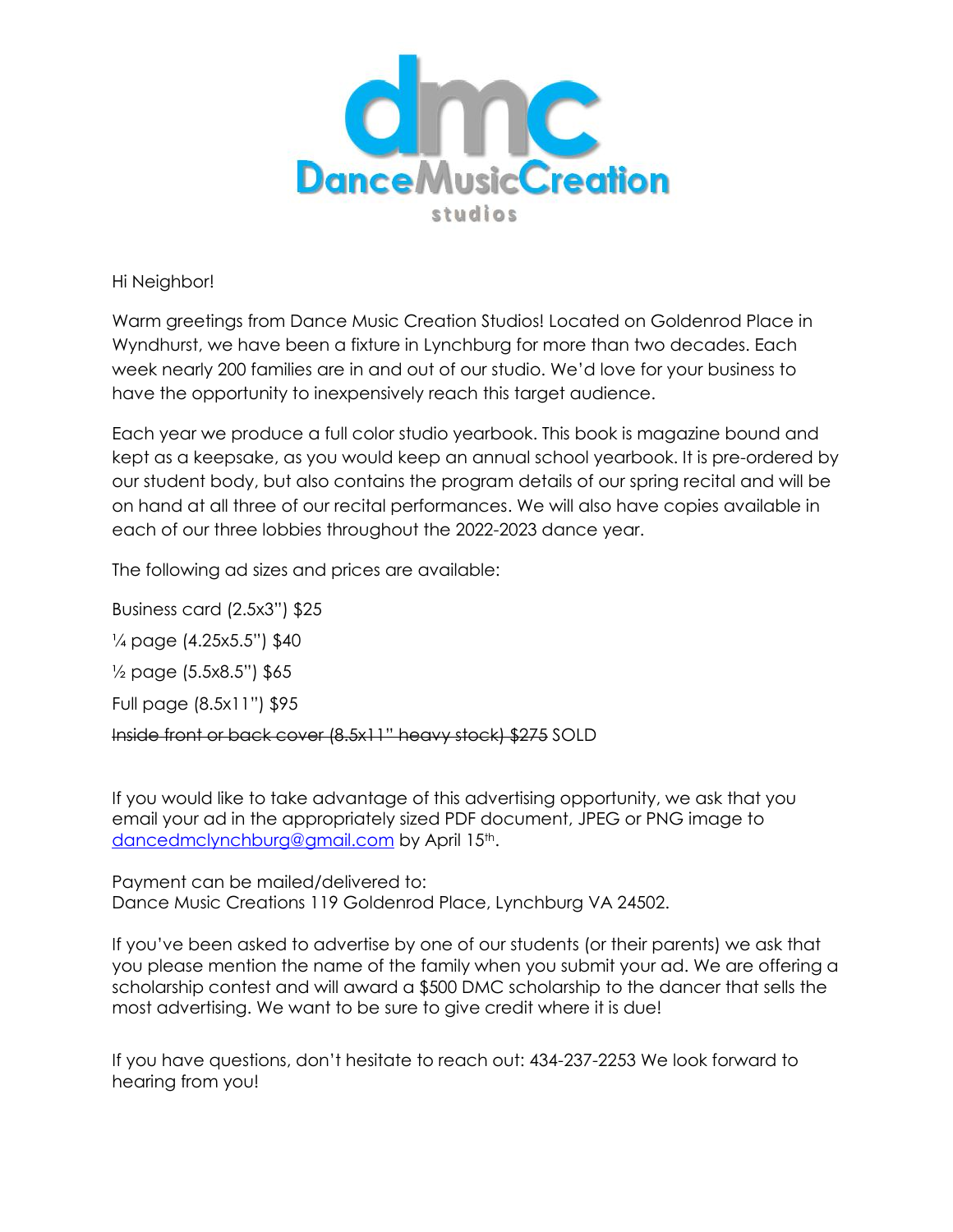# dmc

## DanceMusicCreation

studios

Hi Neighbor!

Warm greetings from Dance Music Creation Studios! Located on Goldenrod Place in Wyndhurst, we have been a fixture in Lynchburg for more than two decades. Each week nearly 200 families are in and out of our studio. We'd love for your business to have the opportunity to inexpensively reach this target audience.

Each year we produce a full color studio yearbook. This book is magazine bound and kept as a keepsake, as you would keep an annual school yearbook. It is pre-ordered by our student body, but also contains the program details of our spring recital and will be on hand at all three of our recital performances. We will also have copies available in each of our three lobbies throughout the 2022-2023 dance year.

The following ad sizes and prices are available:

Business card (2.5x3") $25

¼ page (4.25x5.5") $40

½ page (5.5x8.5") $65

Full page (8.5x11") $95

~~Inside front or back cover (8.5x11" heavy stock) $275~~ SOLD

If you would like to take advantage of this advertising opportunity, we ask that you email your ad in the appropriately sized PDF document, JPEG or PNG image to dancedmclynchburg@gmail.com by April 15th.

Payment can be mailed/delivered to:
Dance Music Creations 119 Goldenrod Place, Lynchburg VA 24502.

If you've been asked to advertise by one of our students (or their parents) we ask that you please mention the name of the family when you submit your ad. We are offering a scholarship contest and will award a $500 DMC scholarship to the dancer that sells the most advertising. We want to be sure to give credit where it is due!

If you have questions, don't hesitate to reach out: 434-237-2253 We look forward to hearing from you!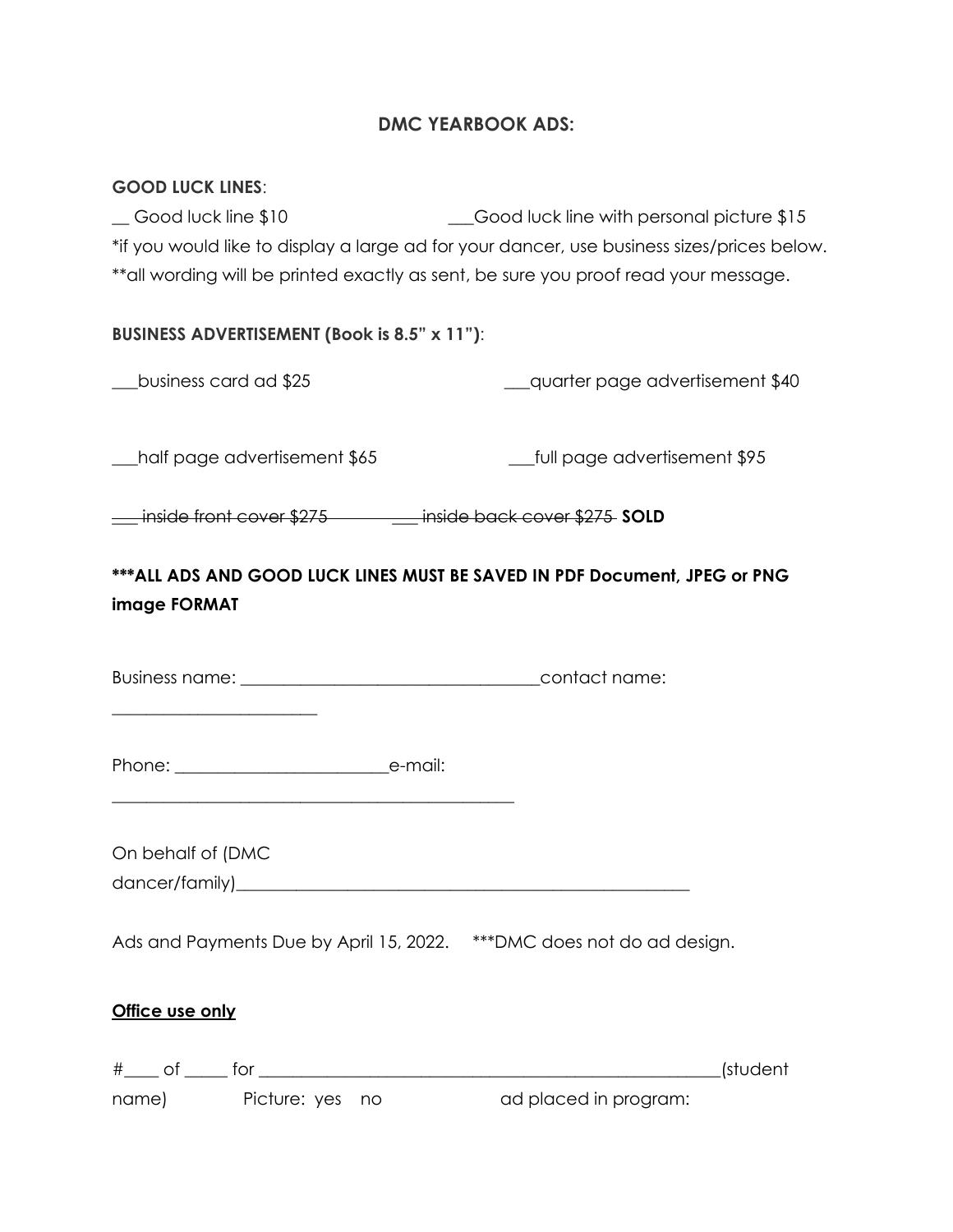## DMC YEARBOOK ADS:

**GOOD LUCK LINES**:

__ Good luck line $10

___Good luck line with personal picture $15

*if you would like to display a large ad for your dancer, use business sizes/prices below.

**all wording will be printed exactly as sent, be sure you proof read your message.

**BUSINESS ADVERTISEMENT (Book is 8.5" x 11")**:

___business card ad $25

___quarter page advertisement $40

___half page advertisement $65

___full page advertisement $95

~~___ inside front cover $275~~ ~~___ inside back cover $275~~ **SOLD**

**\*\*\*ALL ADS AND GOOD LUCK LINES MUST BE SAVED IN PDF Document, JPEG or PNG image FORMAT**

Business name: ___________________________________contact name: ________________________

Phone: ________________________e-mail: _______________________________________________

On behalf of (DMC dancer/family)_______________________________________________________

Ads and Payments Due by April 15, 2022. ***DMC does not do ad design.

**Office use only**

#____ of _____ for _______________________________________________________(student name) Picture: yes no ad placed in program: